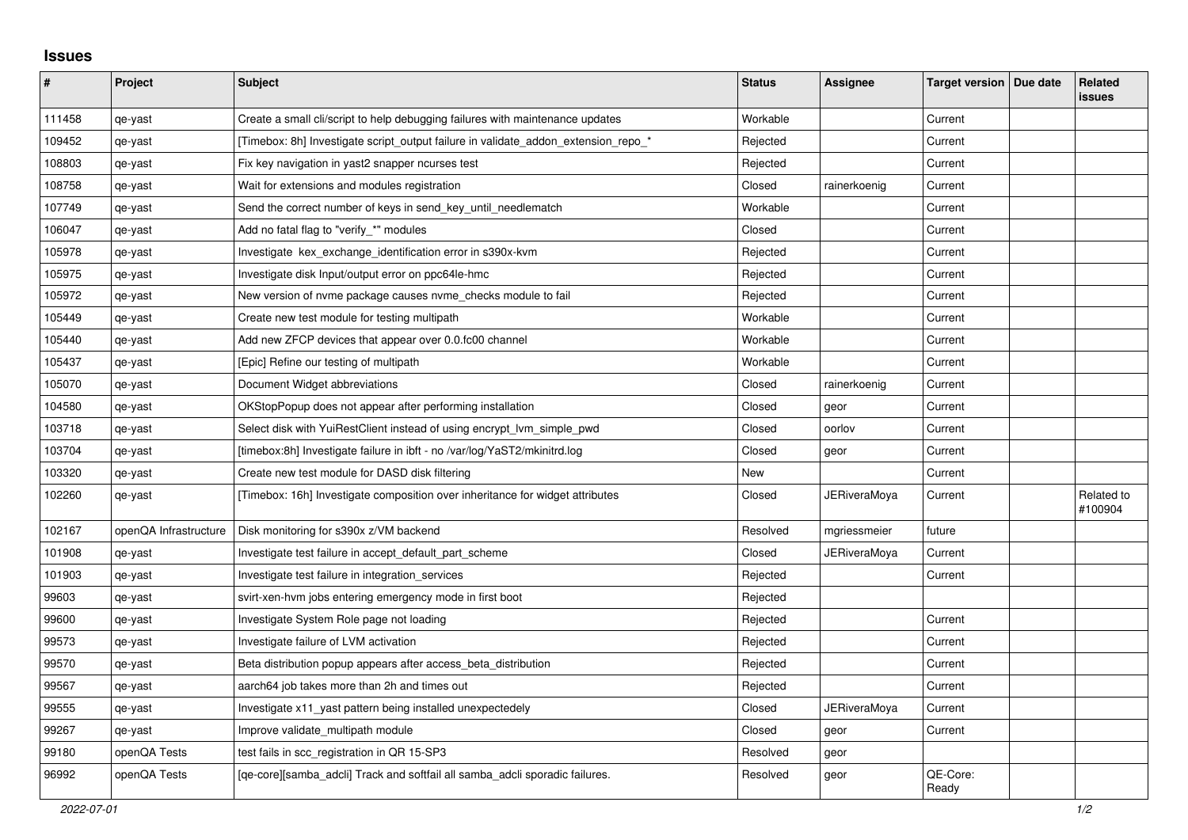# Issues

| # | Project | Subject | Status | Assignee | Target version | Due date | Related issues |
|---|---|---|---|---|---|---|---|
| 111458 | qe-yast | Create a small cli/script to help debugging failures with maintenance updates | Workable | | Current | | |
| 109452 | qe-yast | [Timebox: 8h] Investigate script_output failure in validate_addon_extension_repo_* | Rejected | | Current | | |
| 108803 | qe-yast | Fix key navigation in yast2 snapper ncurses test | Rejected | | Current | | |
| 108758 | qe-yast | Wait for extensions and modules registration | Closed | rainerkoenig | Current | | |
| 107749 | qe-yast | Send the correct number of keys in send_key_until_needlematch | Workable | | Current | | |
| 106047 | qe-yast | Add no fatal flag to "verify_*" modules | Closed | | Current | | |
| 105978 | qe-yast | Investigate kex_exchange_identification error in s390x-kvm | Rejected | | Current | | |
| 105975 | qe-yast | Investigate disk Input/output error on ppc64le-hmc | Rejected | | Current | | |
| 105972 | qe-yast | New version of nvme package causes nvme_checks module to fail | Rejected | | Current | | |
| 105449 | qe-yast | Create new test module for testing multipath | Workable | | Current | | |
| 105440 | qe-yast | Add new ZFCP devices that appear over 0.0.fc00 channel | Workable | | Current | | |
| 105437 | qe-yast | [Epic] Refine our testing of multipath | Workable | | Current | | |
| 105070 | qe-yast | Document Widget abbreviations | Closed | rainerkoenig | Current | | |
| 104580 | qe-yast | OKStopPopup does not appear after performing installation | Closed | geor | Current | | |
| 103718 | qe-yast | Select disk with YuiRestClient instead of using encrypt_lvm_simple_pwd | Closed | oorlov | Current | | |
| 103704 | qe-yast | [timebox:8h] Investigate failure in ibft - no /var/log/YaST2/mkinitrd.log | Closed | geor | Current | | |
| 103320 | qe-yast | Create new test module for DASD disk filtering | New | | Current | | |
| 102260 | qe-yast | [Timebox: 16h] Investigate composition over inheritance for widget attributes | Closed | JERiveraMoya | Current | | Related to #100904 |
| 102167 | openQA Infrastructure | Disk monitoring for s390x z/VM backend | Resolved | mgriessmeier | future | | |
| 101908 | qe-yast | Investigate test failure in accept_default_part_scheme | Closed | JERiveraMoya | Current | | |
| 101903 | qe-yast | Investigate test failure in integration_services | Rejected | | Current | | |
| 99603 | qe-yast | svirt-xen-hvm jobs entering emergency mode in first boot | Rejected | | | | |
| 99600 | qe-yast | Investigate System Role page not loading | Rejected | | Current | | |
| 99573 | qe-yast | Investigate failure of LVM activation | Rejected | | Current | | |
| 99570 | qe-yast | Beta distribution popup appears after access_beta_distribution | Rejected | | Current | | |
| 99567 | qe-yast | aarch64 job takes more than 2h and times out | Rejected | | Current | | |
| 99555 | qe-yast | Investigate x11_yast pattern being installed unexpectedely | Closed | JERiveraMoya | Current | | |
| 99267 | qe-yast | Improve validate_multipath module | Closed | geor | Current | | |
| 99180 | openQA Tests | test fails in scc_registration in QR 15-SP3 | Resolved | geor | | | |
| 96992 | openQA Tests | [qe-core][samba_adcli] Track and softfail all samba_adcli sporadic failures. | Resolved | geor | QE-Core: Ready | | |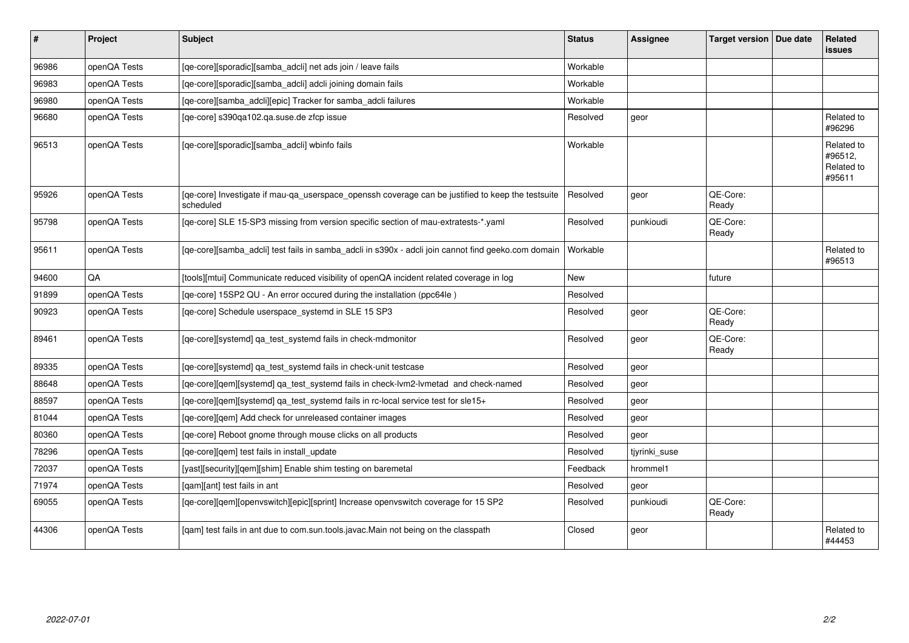| # | Project | Subject | Status | Assignee | Target version | Due date | Related issues |
|---|---|---|---|---|---|---|---|
| 96986 | openQA Tests | [qe-core][sporadic][samba_adcli] net ads join / leave fails | Workable | | | | |
| 96983 | openQA Tests | [qe-core][sporadic][samba_adcli] adcli joining domain fails | Workable | | | | |
| 96980 | openQA Tests | [qe-core][samba_adcli][epic] Tracker for samba_adcli failures | Workable | | | | |
| 96680 | openQA Tests | [qe-core] s390qa102.qa.suse.de zfcp issue | Resolved | geor | | | Related to #96296 |
| 96513 | openQA Tests | [qe-core][sporadic][samba_adcli] wbinfo fails | Workable | | | | Related to #96512, Related to #95611 |
| 95926 | openQA Tests | [qe-core] Investigate if mau-qa_userspace_openssh coverage can be justified to keep the testsuite scheduled | Resolved | geor | QE-Core: Ready | | |
| 95798 | openQA Tests | [qe-core] SLE 15-SP3 missing from version specific section of mau-extratests-*.yaml | Resolved | punkioudi | QE-Core: Ready | | |
| 95611 | openQA Tests | [qe-core][samba_adcli] test fails in samba_adcli in s390x - adcli join cannot find geeko.com domain | Workable | | | | Related to #96513 |
| 94600 | QA | [tools][mtui] Communicate reduced visibility of openQA incident related coverage in log | New | | future | | |
| 91899 | openQA Tests | [qe-core] 15SP2 QU - An error occured during the installation (ppc64le ) | Resolved | | | | |
| 90923 | openQA Tests | [qe-core] Schedule userspace_systemd in SLE 15 SP3 | Resolved | geor | QE-Core: Ready | | |
| 89461 | openQA Tests | [qe-core][systemd] qa_test_systemd fails in check-mdmonitor | Resolved | geor | QE-Core: Ready | | |
| 89335 | openQA Tests | [qe-core][systemd] qa_test_systemd fails in check-unit testcase | Resolved | geor | | | |
| 88648 | openQA Tests | [qe-core][qem][systemd] qa_test_systemd fails in check-lvm2-lvmetad and check-named | Resolved | geor | | | |
| 88597 | openQA Tests | [qe-core][qem][systemd] qa_test_systemd fails in rc-local service test for sle15+ | Resolved | geor | | | |
| 81044 | openQA Tests | [qe-core][qem] Add check for unreleased container images | Resolved | geor | | | |
| 80360 | openQA Tests | [qe-core] Reboot gnome through mouse clicks on all products | Resolved | geor | | | |
| 78296 | openQA Tests | [qe-core][qem] test fails in install_update | Resolved | tjyrinki_suse | | | |
| 72037 | openQA Tests | [yast][security][qem][shim] Enable shim testing on baremetal | Feedback | hrommel1 | | | |
| 71974 | openQA Tests | [qam][ant] test fails in ant | Resolved | geor | | | |
| 69055 | openQA Tests | [qe-core][qem][openvswitch][epic][sprint] Increase openvswitch coverage for 15 SP2 | Resolved | punkioudi | QE-Core: Ready | | |
| 44306 | openQA Tests | [qam] test fails in ant due to com.sun.tools.javac.Main not being on the classpath | Closed | geor | | | Related to #44453 |